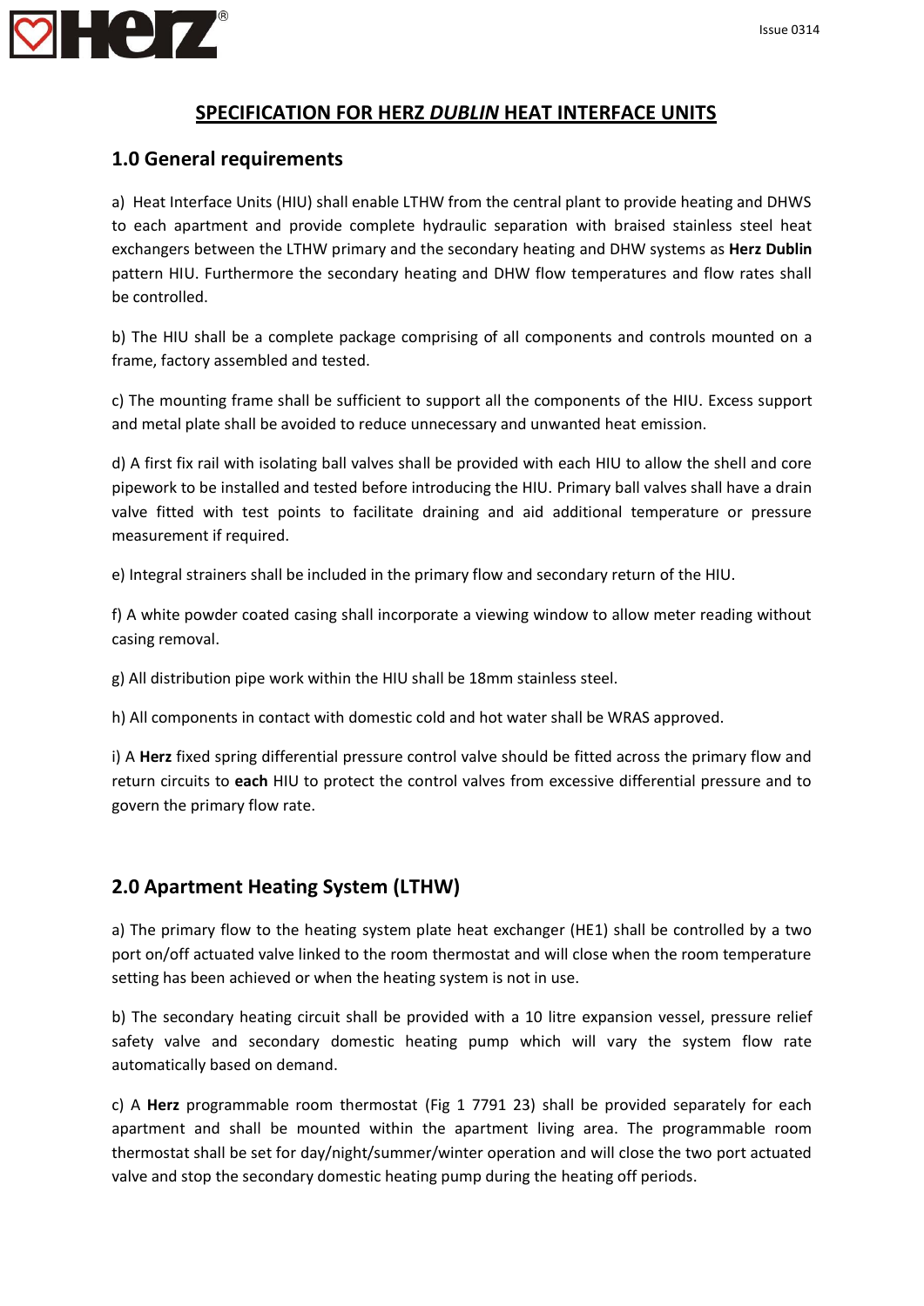# SPECIFICATION FOR HERZ *DUBLIN* HEAT INTERFACE UNITS

## 1.0 General requirements

a) Heat Interface Units (HIU) shall enable LTHW from the central plant to provide heating and DHWS to each apartment and provide complete hydraulic separation with braised stainless steel heat exchangers between the LTHW primary and the secondary heating and DHW systems as **Herz Dublin** pattern HIU. Furthermore the secondary heating and DHW flow temperatures and flow rates shall be controlled.

b) The HIU shall be a complete package comprising of all components and controls mounted on a frame, factory assembled and tested.

c) The mounting frame shall be sufficient to support all the components of the HIU. Excess support and metal plate shall be avoided to reduce unnecessary and unwanted heat emission.

d) A first fix rail with isolating ball valves shall be provided with each HIU to allow the shell and core pipework to be installed and tested before introducing the HIU. Primary ball valves shall have a drain valve fitted with test points to facilitate draining and aid additional temperature or pressure measurement if required.

e) Integral strainers shall be included in the primary flow and secondary return of the HIU.

f) A white powder coated casing shall incorporate a viewing window to allow meter reading without casing removal.

g) All distribution pipe work within the HIU shall be 18mm stainless steel.

h) All components in contact with domestic cold and hot water shall be WRAS approved.

i) A **Herz** fixed spring differential pressure control valve should be fitted across the primary flow and return circuits to **each** HIU to protect the control valves from excessive differential pressure and to govern the primary flow rate.

## 2.0 Apartment Heating System (LTHW)

a) The primary flow to the heating system plate heat exchanger (HE1) shall be controlled by a two port on/off actuated valve linked to the room thermostat and will close when the room temperature setting has been achieved or when the heating system is not in use.

b) The secondary heating circuit shall be provided with a 10 litre expansion vessel, pressure relief safety valve and secondary domestic heating pump which will vary the system flow rate automatically based on demand.

c) A **Herz** programmable room thermostat (Fig 1 7791 23) shall be provided separately for each apartment and shall be mounted within the apartment living area. The programmable room thermostat shall be set for day/night/summer/winter operation and will close the two port actuated valve and stop the secondary domestic heating pump during the heating off periods.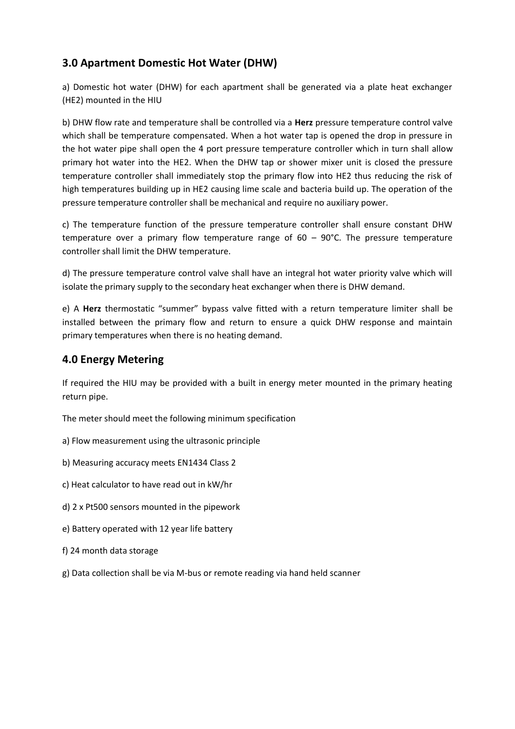## 3.0 Apartment Domestic Hot Water (DHW)

a) Domestic hot water (DHW) for each apartment shall be generated via a plate heat exchanger (HE2) mounted in the HIU

b) DHW flow rate and temperature shall be controlled via a **Herz** pressure temperature control valve which shall be temperature compensated. When a hot water tap is opened the drop in pressure in the hot water pipe shall open the 4 port pressure temperature controller which in turn shall allow primary hot water into the HE2. When the DHW tap or shower mixer unit is closed the pressure temperature controller shall immediately stop the primary flow into HE2 thus reducing the risk of high temperatures building up in HE2 causing lime scale and bacteria build up. The operation of the pressure temperature controller shall be mechanical and require no auxiliary power.

c) The temperature function of the pressure temperature controller shall ensure constant DHW temperature over a primary flow temperature range of 60 – 90°C. The pressure temperature controller shall limit the DHW temperature.

d) The pressure temperature control valve shall have an integral hot water priority valve which will isolate the primary supply to the secondary heat exchanger when there is DHW demand.

e) A **Herz** thermostatic "summer" bypass valve fitted with a return temperature limiter shall be installed between the primary flow and return to ensure a quick DHW response and maintain primary temperatures when there is no heating demand.

## 4.0 Energy Metering

If required the HIU may be provided with a built in energy meter mounted in the primary heating return pipe.

The meter should meet the following minimum specification

a) Flow measurement using the ultrasonic principle

b) Measuring accuracy meets EN1434 Class 2

c) Heat calculator to have read out in kW/hr

d) 2 x Pt500 sensors mounted in the pipework

e) Battery operated with 12 year life battery

f) 24 month data storage

g) Data collection shall be via M-bus or remote reading via hand held scanner